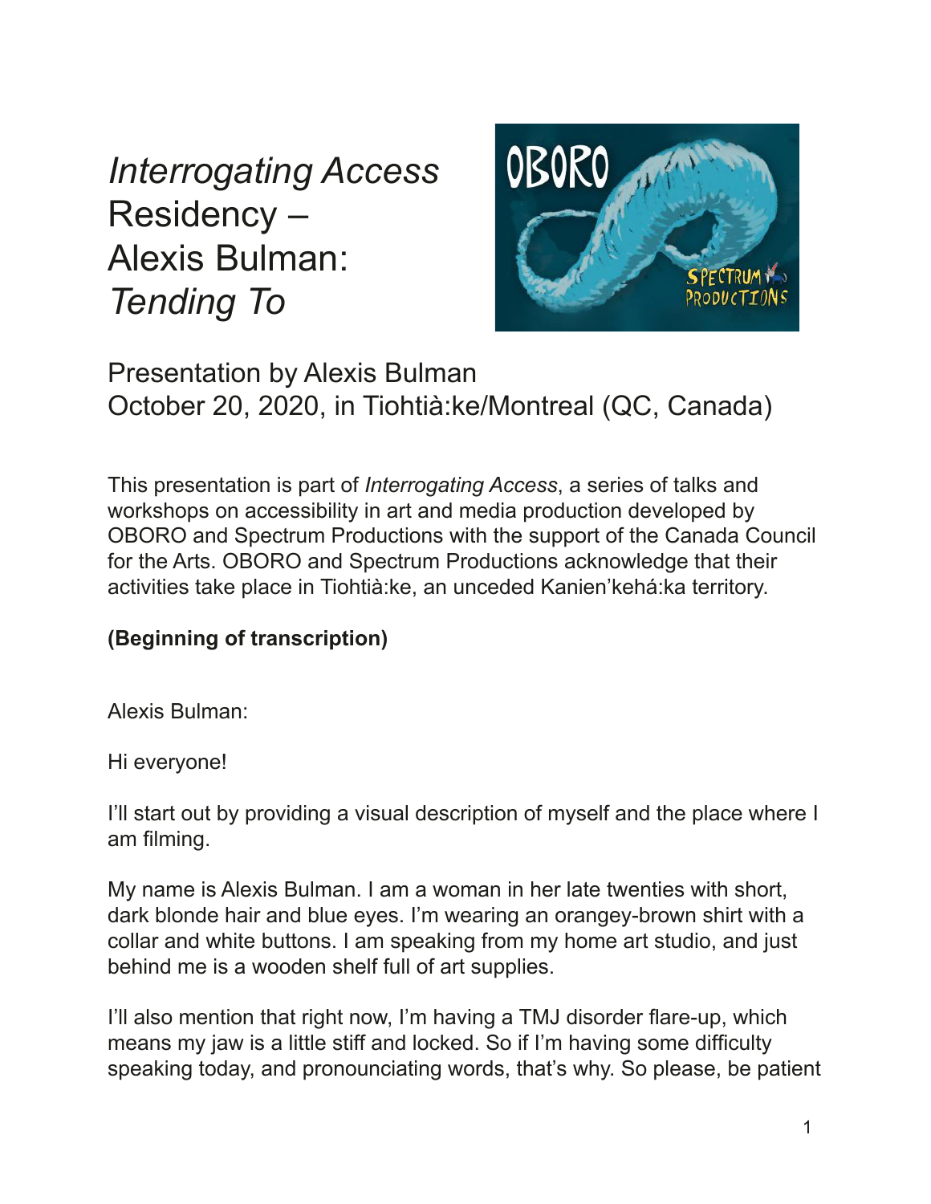# *Interrogating Access* Residency – Alexis Bulman: *Tending To*

Presentation by Alexis Bulman
October 20, 2020, in Tiohtià:ke/Montreal (QC, Canada)

This presentation is part of *Interrogating Access*, a series of talks and workshops on accessibility in art and media production developed by OBORO and Spectrum Productions with the support of the Canada Council for the Arts. OBORO and Spectrum Productions acknowledge that their activities take place in Tiohtià:ke, an unceded Kanien'kehá:ka territory.

**(Beginning of transcription)**

Alexis Bulman:

Hi everyone!

I'll start out by providing a visual description of myself and the place where I am filming.

My name is Alexis Bulman. I am a woman in her late twenties with short, dark blonde hair and blue eyes. I'm wearing an orangey-brown shirt with a collar and white buttons. I am speaking from my home art studio, and just behind me is a wooden shelf full of art supplies.

I'll also mention that right now, I'm having a TMJ disorder flare-up, which means my jaw is a little stiff and locked. So if I'm having some difficulty speaking today, and pronounciating words, that's why. So please, be patient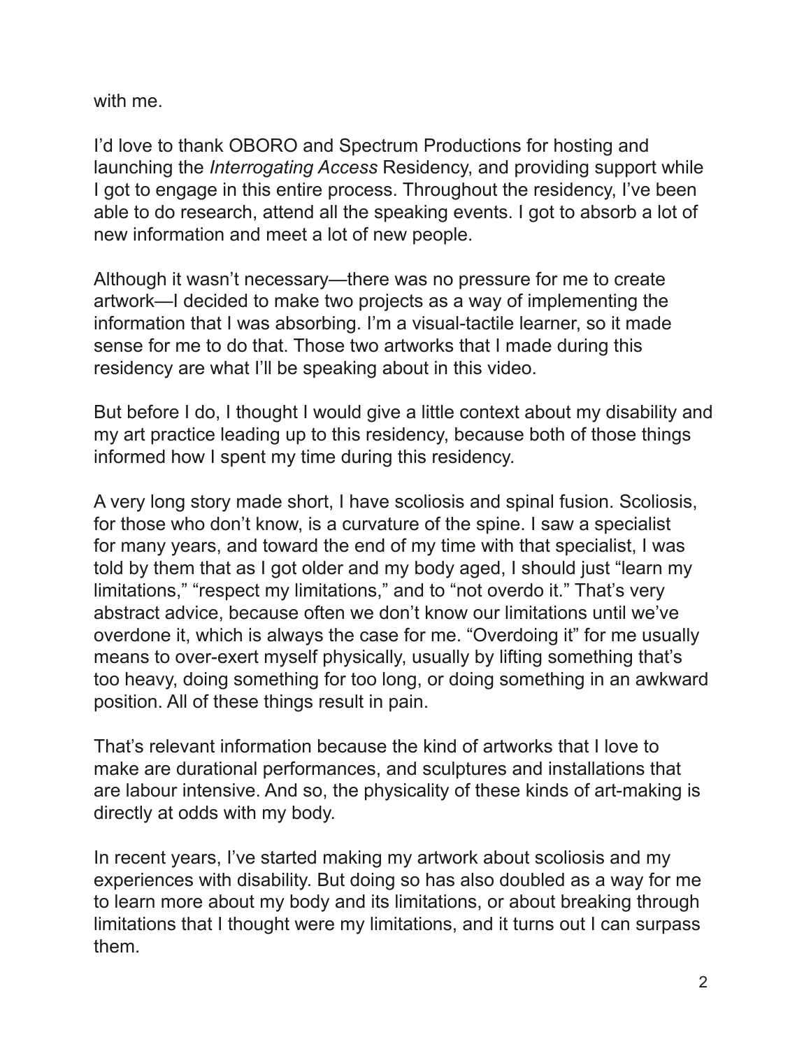with me.

I'd love to thank OBORO and Spectrum Productions for hosting and launching the *Interrogating Access* Residency, and providing support while I got to engage in this entire process. Throughout the residency, I've been able to do research, attend all the speaking events. I got to absorb a lot of new information and meet a lot of new people.

Although it wasn't necessary—there was no pressure for me to create artwork—I decided to make two projects as a way of implementing the information that I was absorbing. I'm a visual-tactile learner, so it made sense for me to do that. Those two artworks that I made during this residency are what I'll be speaking about in this video.

But before I do, I thought I would give a little context about my disability and my art practice leading up to this residency, because both of those things informed how I spent my time during this residency.

A very long story made short, I have scoliosis and spinal fusion. Scoliosis, for those who don't know, is a curvature of the spine. I saw a specialist for many years, and toward the end of my time with that specialist, I was told by them that as I got older and my body aged, I should just "learn my limitations," "respect my limitations," and to "not overdo it." That's very abstract advice, because often we don't know our limitations until we've overdone it, which is always the case for me. "Overdoing it" for me usually means to over-exert myself physically, usually by lifting something that's too heavy, doing something for too long, or doing something in an awkward position. All of these things result in pain.

That's relevant information because the kind of artworks that I love to make are durational performances, and sculptures and installations that are labour intensive. And so, the physicality of these kinds of art-making is directly at odds with my body.

In recent years, I've started making my artwork about scoliosis and my experiences with disability. But doing so has also doubled as a way for me to learn more about my body and its limitations, or about breaking through limitations that I thought were my limitations, and it turns out I can surpass them.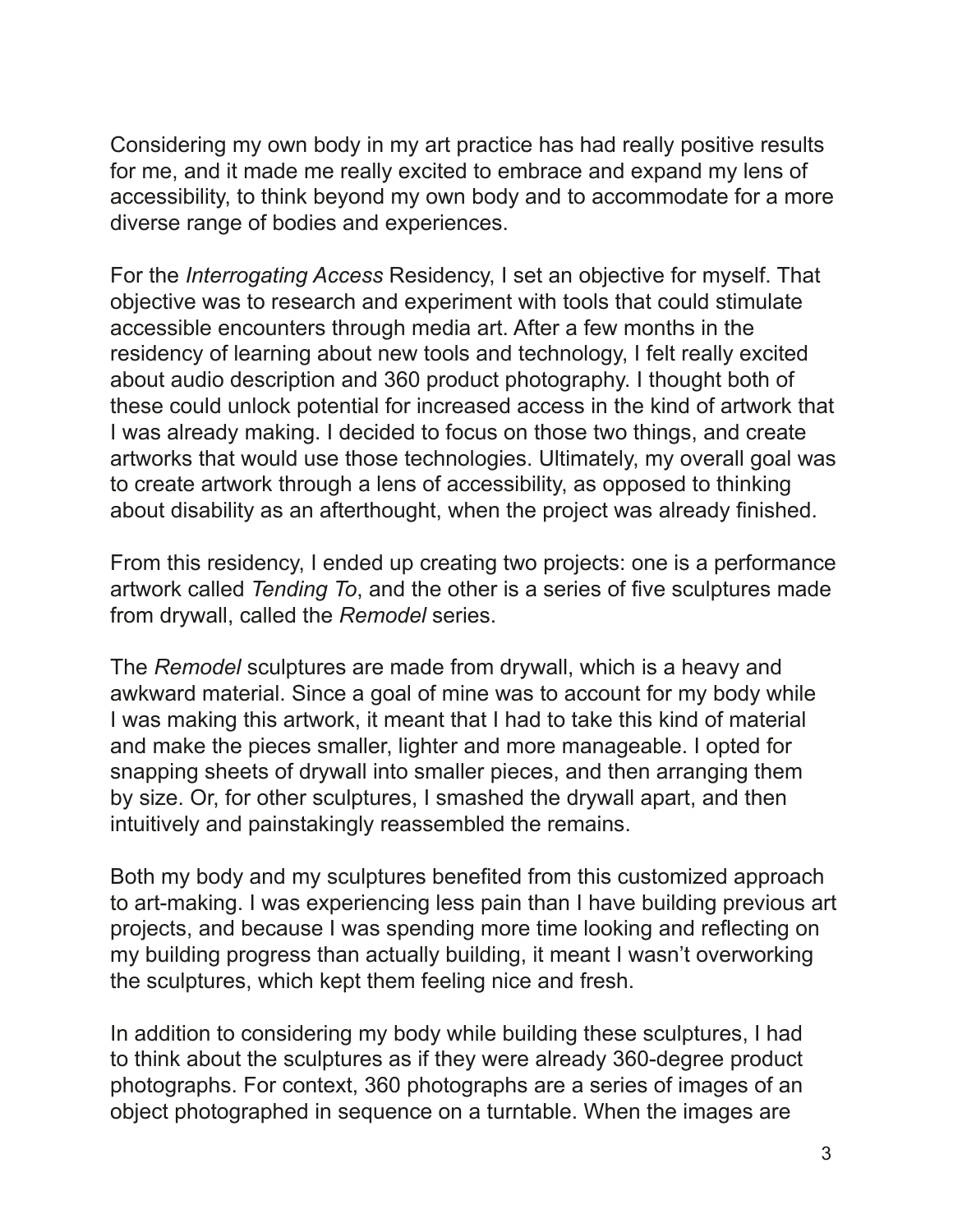Considering my own body in my art practice has had really positive results for me, and it made me really excited to embrace and expand my lens of accessibility, to think beyond my own body and to accommodate for a more diverse range of bodies and experiences.

For the *Interrogating Access* Residency, I set an objective for myself. That objective was to research and experiment with tools that could stimulate accessible encounters through media art. After a few months in the residency of learning about new tools and technology, I felt really excited about audio description and 360 product photography. I thought both of these could unlock potential for increased access in the kind of artwork that I was already making. I decided to focus on those two things, and create artworks that would use those technologies. Ultimately, my overall goal was to create artwork through a lens of accessibility, as opposed to thinking about disability as an afterthought, when the project was already finished.

From this residency, I ended up creating two projects: one is a performance artwork called *Tending To*, and the other is a series of five sculptures made from drywall, called the *Remodel* series.

The *Remodel* sculptures are made from drywall, which is a heavy and awkward material. Since a goal of mine was to account for my body while I was making this artwork, it meant that I had to take this kind of material and make the pieces smaller, lighter and more manageable. I opted for snapping sheets of drywall into smaller pieces, and then arranging them by size. Or, for other sculptures, I smashed the drywall apart, and then intuitively and painstakingly reassembled the remains.

Both my body and my sculptures benefited from this customized approach to art-making. I was experiencing less pain than I have building previous art projects, and because I was spending more time looking and reflecting on my building progress than actually building, it meant I wasn't overworking the sculptures, which kept them feeling nice and fresh.

In addition to considering my body while building these sculptures, I had to think about the sculptures as if they were already 360-degree product photographs. For context, 360 photographs are a series of images of an object photographed in sequence on a turntable. When the images are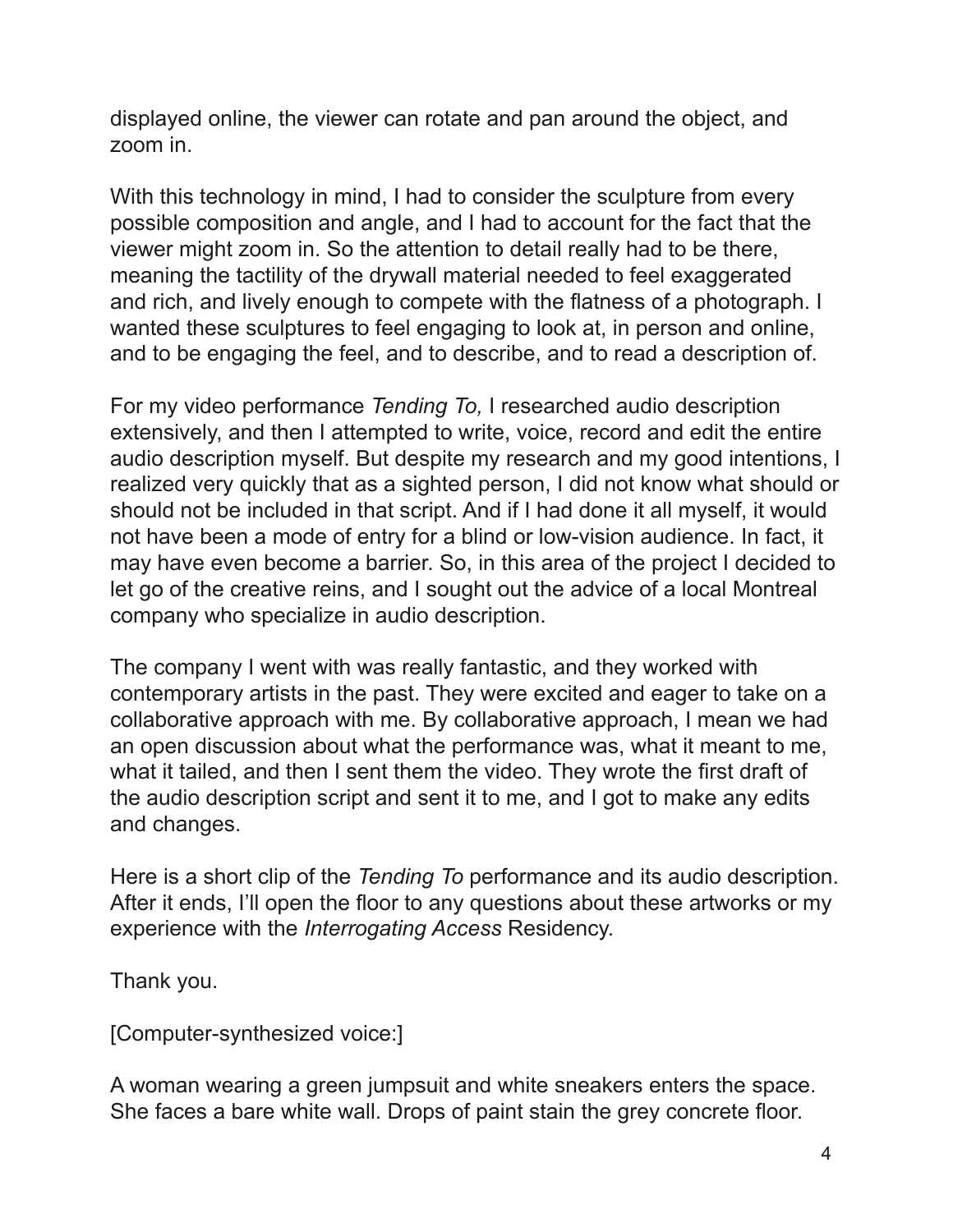displayed online, the viewer can rotate and pan around the object, and zoom in.

With this technology in mind, I had to consider the sculpture from every possible composition and angle, and I had to account for the fact that the viewer might zoom in. So the attention to detail really had to be there, meaning the tactility of the drywall material needed to feel exaggerated and rich, and lively enough to compete with the flatness of a photograph. I wanted these sculptures to feel engaging to look at, in person and online, and to be engaging the feel, and to describe, and to read a description of.

For my video performance *Tending To,* I researched audio description extensively, and then I attempted to write, voice, record and edit the entire audio description myself. But despite my research and my good intentions, I realized very quickly that as a sighted person, I did not know what should or should not be included in that script. And if I had done it all myself, it would not have been a mode of entry for a blind or low-vision audience. In fact, it may have even become a barrier. So, in this area of the project I decided to let go of the creative reins, and I sought out the advice of a local Montreal company who specialize in audio description.

The company I went with was really fantastic, and they worked with contemporary artists in the past. They were excited and eager to take on a collaborative approach with me. By collaborative approach, I mean we had an open discussion about what the performance was, what it meant to me, what it tailed, and then I sent them the video. They wrote the first draft of the audio description script and sent it to me, and I got to make any edits and changes.

Here is a short clip of the *Tending To* performance and its audio description. After it ends, I'll open the floor to any questions about these artworks or my experience with the *Interrogating Access* Residency.

Thank you.

[Computer-synthesized voice:]

A woman wearing a green jumpsuit and white sneakers enters the space. She faces a bare white wall. Drops of paint stain the grey concrete floor.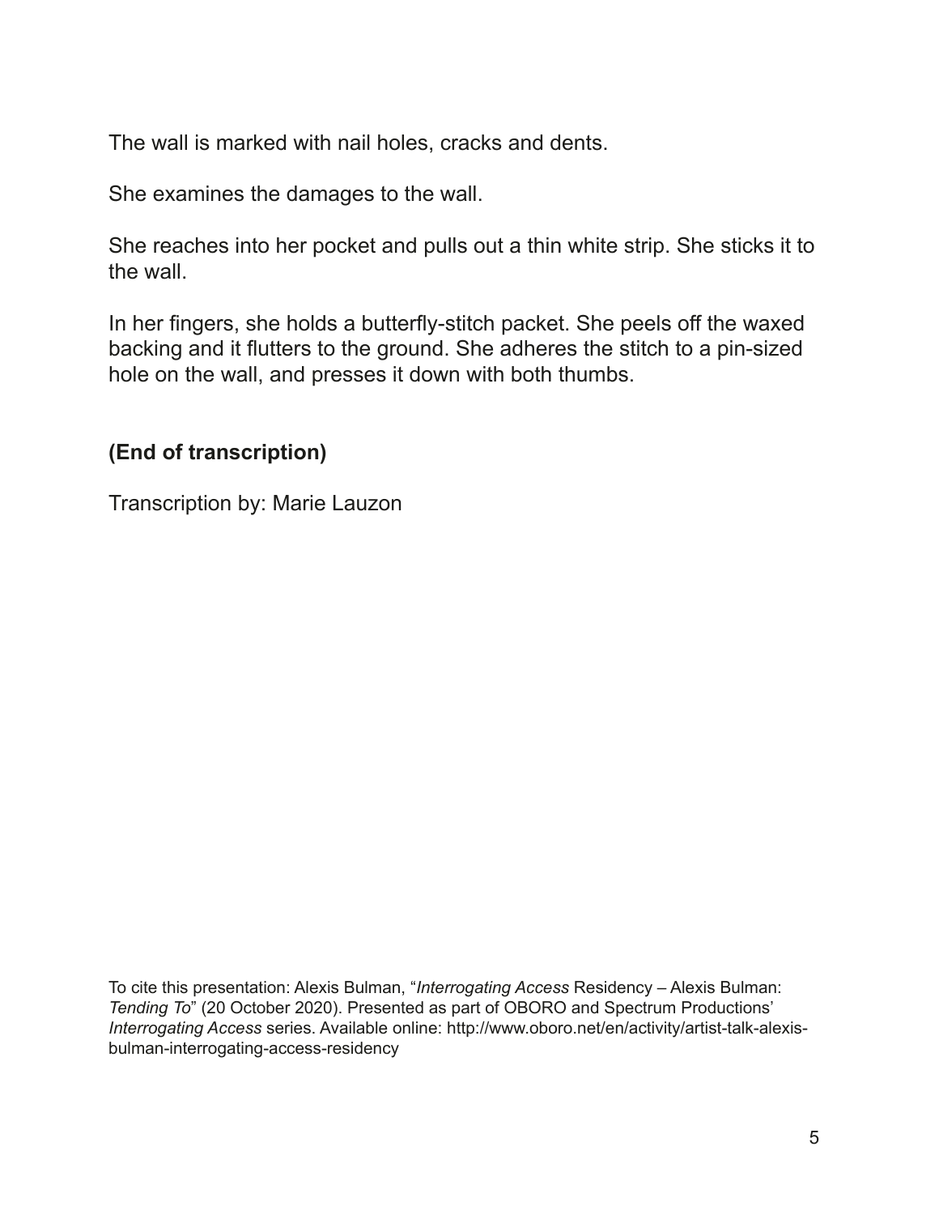The wall is marked with nail holes, cracks and dents.

She examines the damages to the wall.

She reaches into her pocket and pulls out a thin white strip. She sticks it to the wall.

In her fingers, she holds a butterfly-stitch packet. She peels off the waxed backing and it flutters to the ground. She adheres the stitch to a pin-sized hole on the wall, and presses it down with both thumbs.

**(End of transcription)**

Transcription by: Marie Lauzon

To cite this presentation: Alexis Bulman, "*Interrogating Access* Residency – Alexis Bulman: *Tending To*" (20 October 2020). Presented as part of OBORO and Spectrum Productions' *Interrogating Access* series. Available online: http://www.oboro.net/en/activity/artist-talk-alexis-bulman-interrogating-access-residency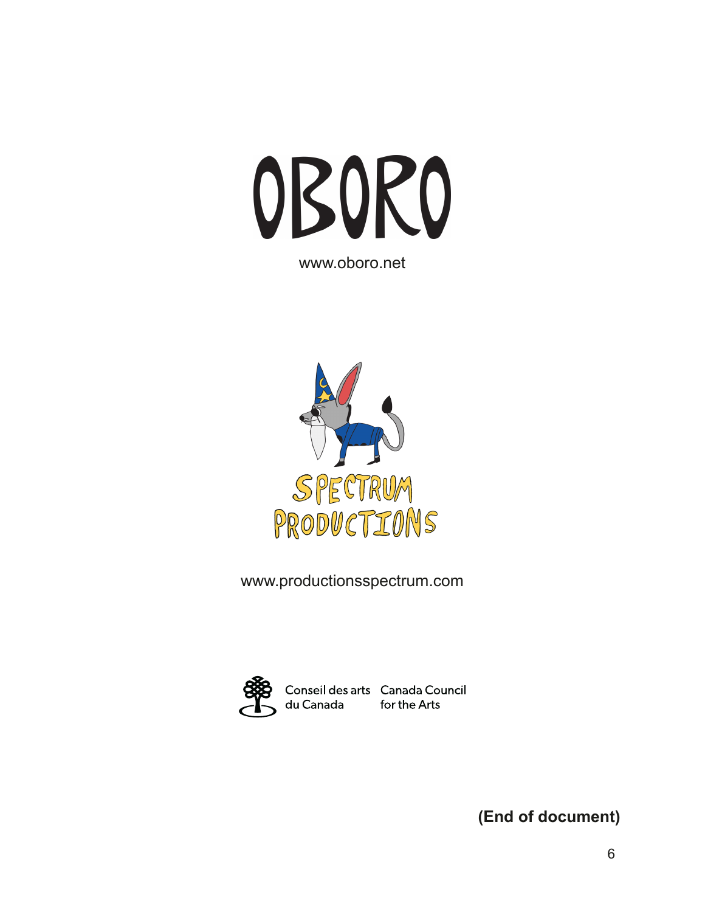OBORO

www.oboro.net

SPECTRUM PRODUCTIONS

www.productionsspectrum.com

Conseil des arts du Canada | Canada Council for the Arts

**(End of document)**